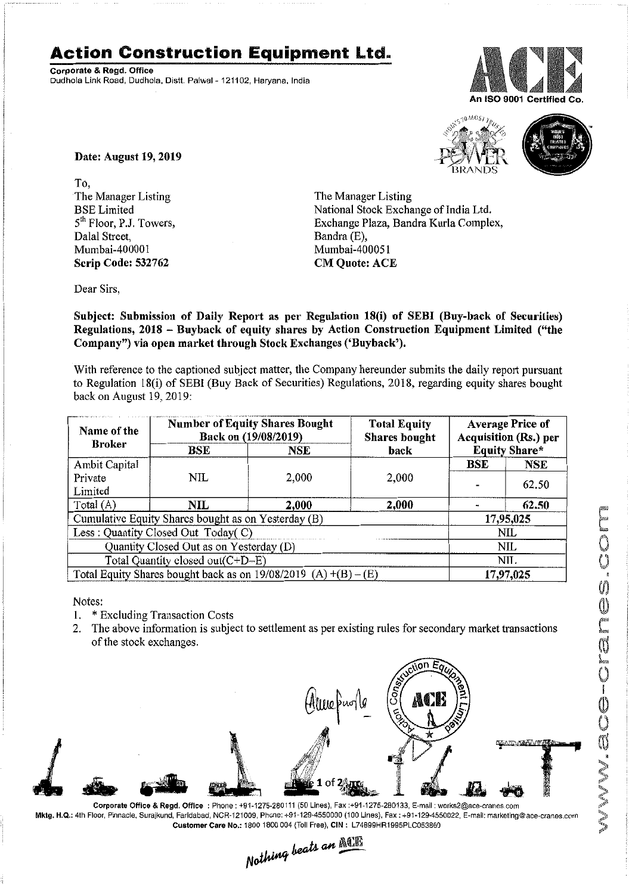# Action Construction Equipment Ltd.

**Corporate & Regd. Office**
Dudhola Link Road, Dudhola, Distt. Palwal - 121102, Haryana, India

An ISO 9001 Certified Co.

**Date: August 19, 2019**

To,

The Manager Listing
BSE Limited
5th Floor, P.J. Towers,
Dalal Street,
Mumbai-400001
**Scrip Code: 532762**

The Manager Listing
National Stock Exchange of India Ltd.
Exchange Plaza, Bandra Kurla Complex,
Bandra (E),
Mumbai-400051
**CM Quote: ACE**

Dear Sirs,

**Subject: Submission of Daily Report as per Regulation 18(i) of SEBI (Buy-back of Securities) Regulations, 2018 – Buyback of equity shares by Action Construction Equipment Limited ("the Company") via open market through Stock Exchanges ('Buyback').**

With reference to the captioned subject matter, the Company hereunder submits the daily report pursuant to Regulation 18(i) of SEBI (Buy Back of Securities) Regulations, 2018, regarding equity shares bought back on August 19, 2019:

| Name of the Broker | Number of Equity Shares Bought Back on (19/08/2019) | | Total Equity Shares bought back | Average Price of Acquisition (Rs.) per Equity Share* | |
|---|---|---|---|---|---|
| | BSE | NSE | | BSE | NSE |
| Ambit Capital Private Limited | NIL | 2,000 | 2,000 | - | 62.50 |
| Total (A) | **NIL** | **2,000** | **2,000** | - | **62.50** |
| Cumulative Equity Shares bought as on Yesterday (B) | | | | 17,95,025 | |
| Less : Quantity Closed Out Today( C) | | | | NIL | |
| Quantity Closed Out as on Yesterday (D) | | | | NIL | |
| Total Quantity closed out(C+D–E) | | | | NIL | |
| Total Equity Shares bought back as on 19/08/2019 (A) +(B) – (E) | | | | 17,97,025 | |

Notes:

1. * Excluding Transaction Costs
2. The above information is subject to settlement as per existing rules for secondary market transactions of the stock exchanges.

**Corporate Office & Regd. Office** : Phone : +91-1275-280111 (50 Lines), Fax :+91-1275-280133, E-mail : works2@ace-cranes.com
**Mktg. H.Q.:** 4th Floor, Pinnacle, Surajkund, Faridabad, NCR-121009, Phone: +91-129-4550000 (100 Lines), Fax : +91-129-4550022, E-mail: marketing@ace-cranes.com
**Customer Care No.:** 1800 1800 004 (Toll Free), **CIN :** L74899HR1995PLC053860

*Nothing beats an ACE*

www.ace-cranes.com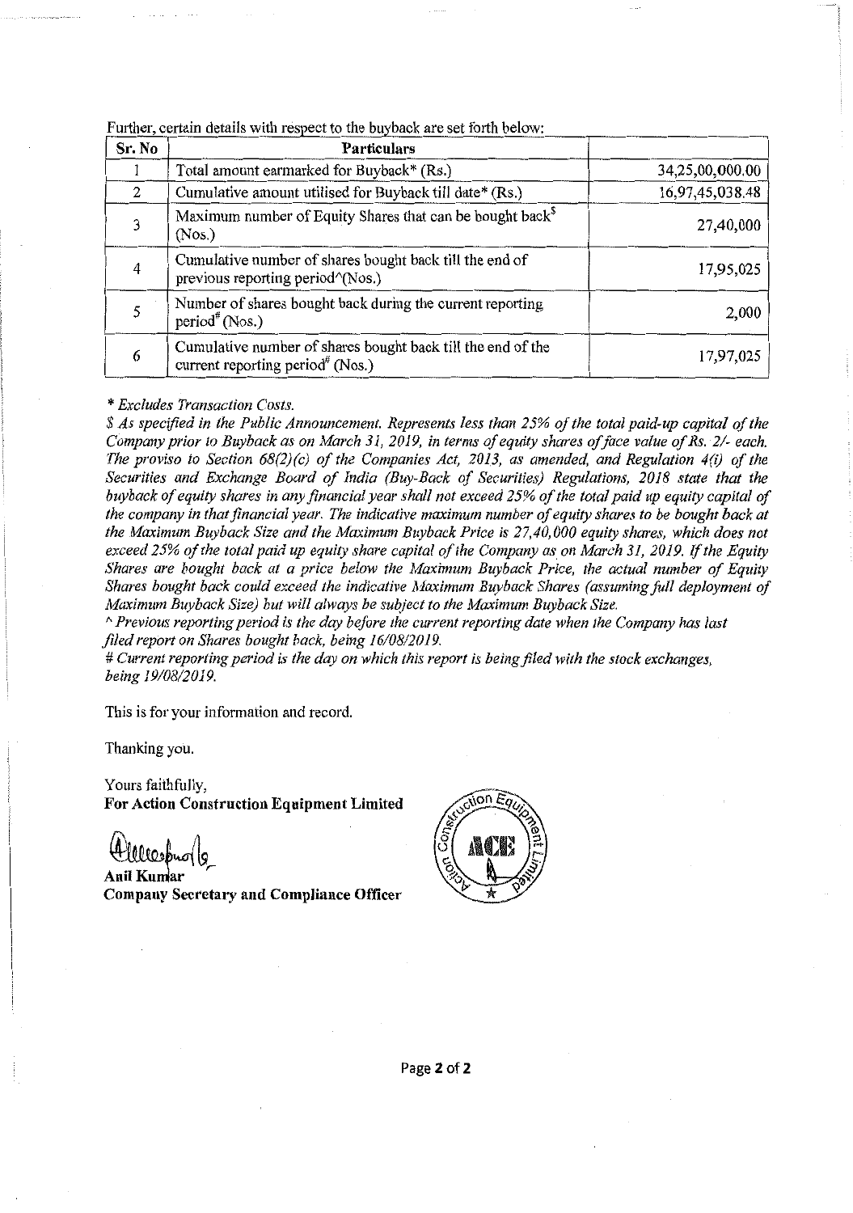Further, certain details with respect to the buyback are set forth below:

| Sr. No | Particulars | |
|---|---|---|
| 1 | Total amount earmarked for Buyback* (Rs.) | 34,25,00,000.00 |
| 2 | Cumulative amount utilised for Buyback till date* (Rs.) | 16,97,45,038.48 |
| 3 | Maximum number of Equity Shares that can be bought back$ (Nos.) | 27,40,000 |
| 4 | Cumulative number of shares bought back till the end of previous reporting period^(Nos.) | 17,95,025 |
| 5 | Number of shares bought back during the current reporting period# (Nos.) | 2,000 |
| 6 | Cumulative number of shares bought back till the end of the current reporting period# (Nos.) | 17,97,025 |

*\* Excludes Transaction Costs.*

*$ As specified in the Public Announcement. Represents less than 25% of the total paid-up capital of the Company prior to Buyback as on March 31, 2019, in terms of equity shares of face value of Rs. 2/- each. The proviso to Section 68(2)(c) of the Companies Act, 2013, as amended, and Regulation 4(i) of the Securities and Exchange Board of India (Buy-Back of Securities) Regulations, 2018 state that the buyback of equity shares in any financial year shall not exceed 25% of the total paid up equity capital of the company in that financial year. The indicative maximum number of equity shares to be bought back at the Maximum Buyback Size and the Maximum Buyback Price is 27,40,000 equity shares, which does not exceed 25% of the total paid up equity share capital of the Company as on March 31, 2019. If the Equity Shares are bought back at a price below the Maximum Buyback Price, the actual number of Equity Shares bought back could exceed the indicative Maximum Buyback Shares (assuming full deployment of Maximum Buyback Size) but will always be subject to the Maximum Buyback Size.*

*^ Previous reporting period is the day before the current reporting date when the Company has last filed report on Shares bought back, being 16/08/2019.*

*# Current reporting period is the day on which this report is being filed with the stock exchanges, being 19/08/2019.*

This is for your information and record.

Thanking you.

Yours faithfully,
**For Action Construction Equipment Limited**

**Anil Kumar**
**Company Secretary and Compliance Officer**